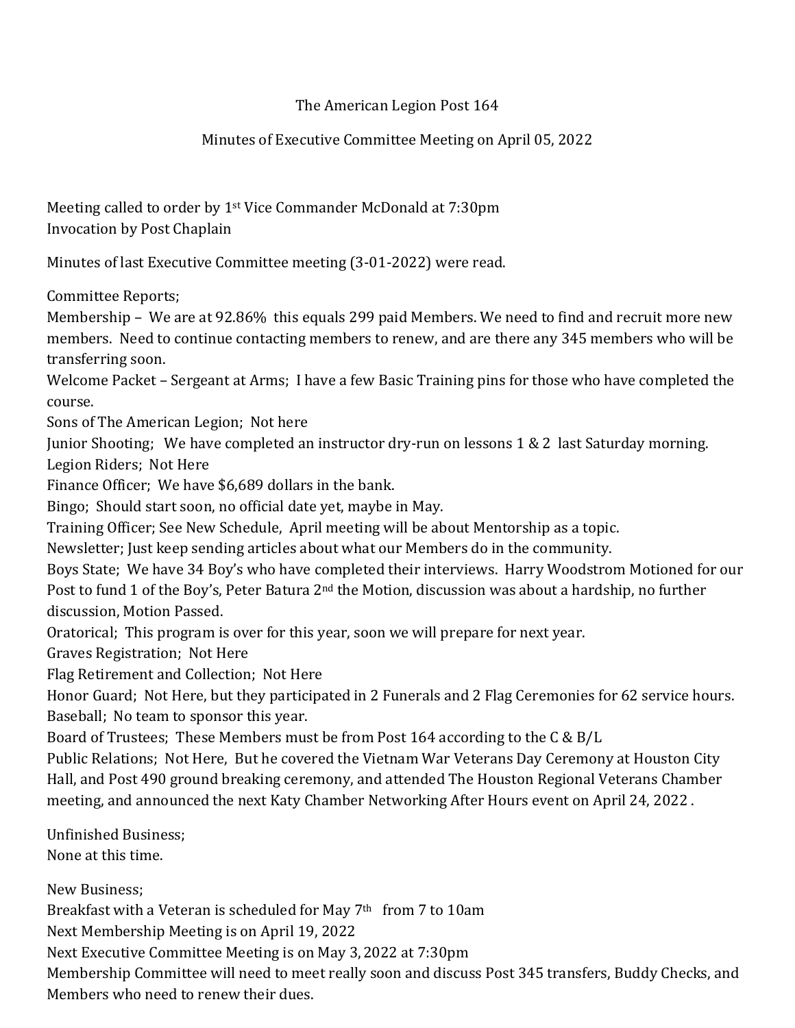# The American Legion Post 164

## Minutes of Executive Committee Meeting on April 05, 2022

Meeting called to order by 1st Vice Commander McDonald at 7:30pm
Invocation by Post Chaplain

Minutes of last Executive Committee meeting (3-01-2022) were read.

Committee Reports;
Membership – We are at 92.86% this equals 299 paid Members. We need to find and recruit more new members. Need to continue contacting members to renew, and are there any 345 members who will be transferring soon.
Welcome Packet – Sergeant at Arms; I have a few Basic Training pins for those who have completed the course.
Sons of The American Legion; Not here
Junior Shooting; We have completed an instructor dry-run on lessons 1 & 2 last Saturday morning.
Legion Riders; Not Here
Finance Officer; We have $6,689 dollars in the bank.
Bingo; Should start soon, no official date yet, maybe in May.
Training Officer; See New Schedule, April meeting will be about Mentorship as a topic.
Newsletter; Just keep sending articles about what our Members do in the community.
Boys State; We have 34 Boy's who have completed their interviews. Harry Woodstrom Motioned for our Post to fund 1 of the Boy's, Peter Batura 2nd the Motion, discussion was about a hardship, no further discussion, Motion Passed.
Oratorical; This program is over for this year, soon we will prepare for next year.
Graves Registration; Not Here
Flag Retirement and Collection; Not Here
Honor Guard; Not Here, but they participated in 2 Funerals and 2 Flag Ceremonies for 62 service hours.
Baseball; No team to sponsor this year.
Board of Trustees; These Members must be from Post 164 according to the C & B/L
Public Relations; Not Here, But he covered the Vietnam War Veterans Day Ceremony at Houston City Hall, and Post 490 ground breaking ceremony, and attended The Houston Regional Veterans Chamber meeting, and announced the next Katy Chamber Networking After Hours event on April 24, 2022 .

Unfinished Business;
None at this time.

New Business;
Breakfast with a Veteran is scheduled for May 7th from 7 to 10am
Next Membership Meeting is on April 19, 2022
Next Executive Committee Meeting is on May 3, 2022 at 7:30pm
Membership Committee will need to meet really soon and discuss Post 345 transfers, Buddy Checks, and Members who need to renew their dues.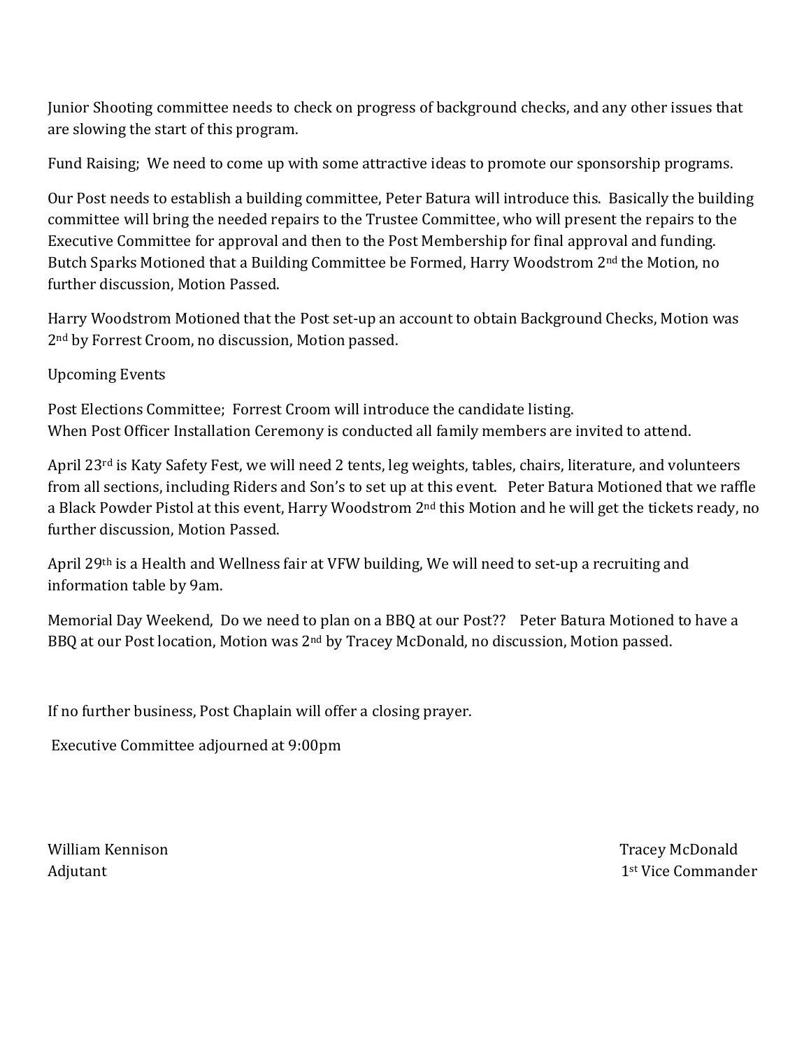Junior Shooting committee needs to check on progress of background checks, and any other issues that are slowing the start of this program.

Fund Raising; We need to come up with some attractive ideas to promote our sponsorship programs.

Our Post needs to establish a building committee, Peter Batura will introduce this. Basically the building committee will bring the needed repairs to the Trustee Committee, who will present the repairs to the Executive Committee for approval and then to the Post Membership for final approval and funding. Butch Sparks Motioned that a Building Committee be Formed, Harry Woodstrom 2nd the Motion, no further discussion, Motion Passed.

Harry Woodstrom Motioned that the Post set-up an account to obtain Background Checks, Motion was 2nd by Forrest Croom, no discussion, Motion passed.

Upcoming Events

Post Elections Committee; Forrest Croom will introduce the candidate listing.
When Post Officer Installation Ceremony is conducted all family members are invited to attend.

April 23rd is Katy Safety Fest, we will need 2 tents, leg weights, tables, chairs, literature, and volunteers from all sections, including Riders and Son's to set up at this event. Peter Batura Motioned that we raffle a Black Powder Pistol at this event, Harry Woodstrom 2nd this Motion and he will get the tickets ready, no further discussion, Motion Passed.

April 29th is a Health and Wellness fair at VFW building, We will need to set-up a recruiting and information table by 9am.

Memorial Day Weekend, Do we need to plan on a BBQ at our Post?? Peter Batura Motioned to have a BBQ at our Post location, Motion was 2nd by Tracey McDonald, no discussion, Motion passed.

If no further business, Post Chaplain will offer a closing prayer.

Executive Committee adjourned at 9:00pm

William Kennison
Adjutant

Tracey McDonald
1st Vice Commander